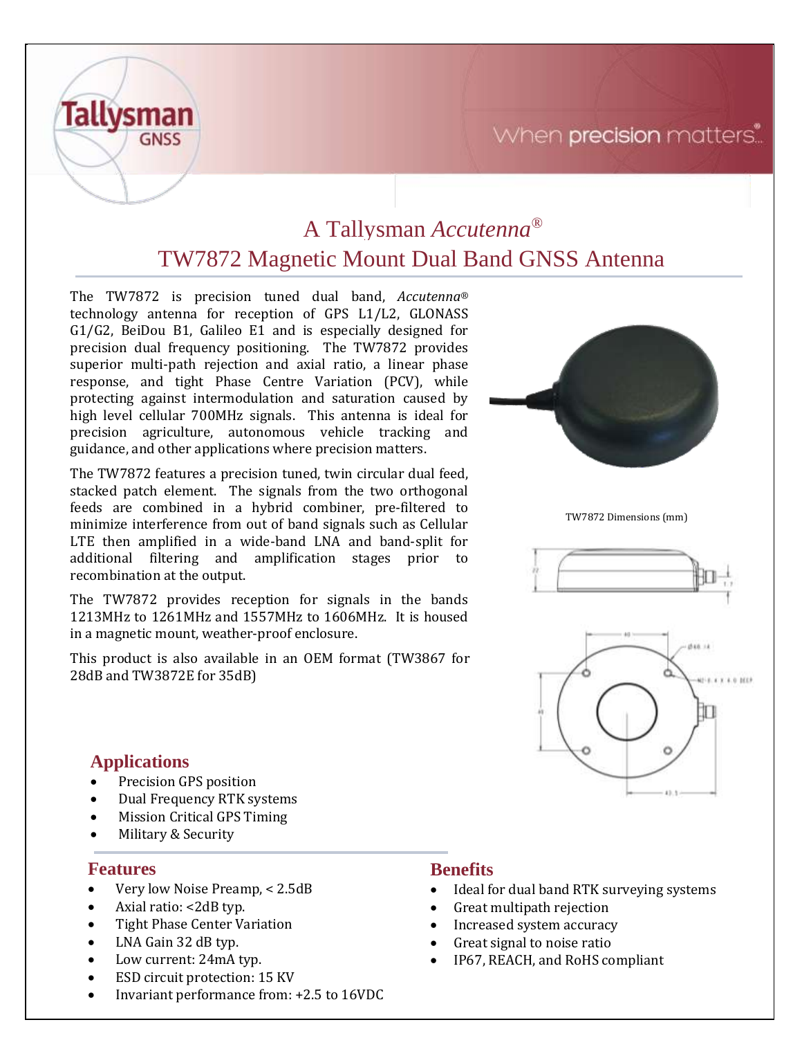Tallysman GNSS

When precision matters

# A Tallysman *Accutenna*®
# TW7872 Magnetic Mount Dual Band GNSS Antenna

The TW7872 is precision tuned dual band, *Accutenna*® technology antenna for reception of GPS L1/L2, GLONASS G1/G2, BeiDou B1, Galileo E1 and is especially designed for precision dual frequency positioning. The TW7872 provides superior multi-path rejection and axial ratio, a linear phase response, and tight Phase Centre Variation (PCV), while protecting against intermodulation and saturation caused by high level cellular 700MHz signals. This antenna is ideal for precision agriculture, autonomous vehicle tracking and guidance, and other applications where precision matters.

The TW7872 features a precision tuned, twin circular dual feed, stacked patch element. The signals from the two orthogonal feeds are combined in a hybrid combiner, pre-filtered to minimize interference from out of band signals such as Cellular LTE then amplified in a wide-band LNA and band-split for additional filtering and amplification stages prior to recombination at the output.

The TW7872 provides reception for signals in the bands 1213MHz to 1261MHz and 1557MHz to 1606MHz. It is housed in a magnetic mount, weather-proof enclosure.

This product is also available in an OEM format (TW3867 for 28dB and TW3872E for 35dB)

TW7872 Dimensions (mm)

## Applications

- Precision GPS position
- Dual Frequency RTK systems
- Mission Critical GPS Timing
- Military & Security

## Features

- Very low Noise Preamp, < 2.5dB
- Axial ratio: <2dB typ.
- Tight Phase Center Variation
- LNA Gain 32 dB typ.
- Low current: 24mA typ.
- ESD circuit protection: 15 KV
- Invariant performance from: +2.5 to 16VDC

## Benefits

- Ideal for dual band RTK surveying systems
- Great multipath rejection
- Increased system accuracy
- Great signal to noise ratio
- IP67, REACH, and RoHS compliant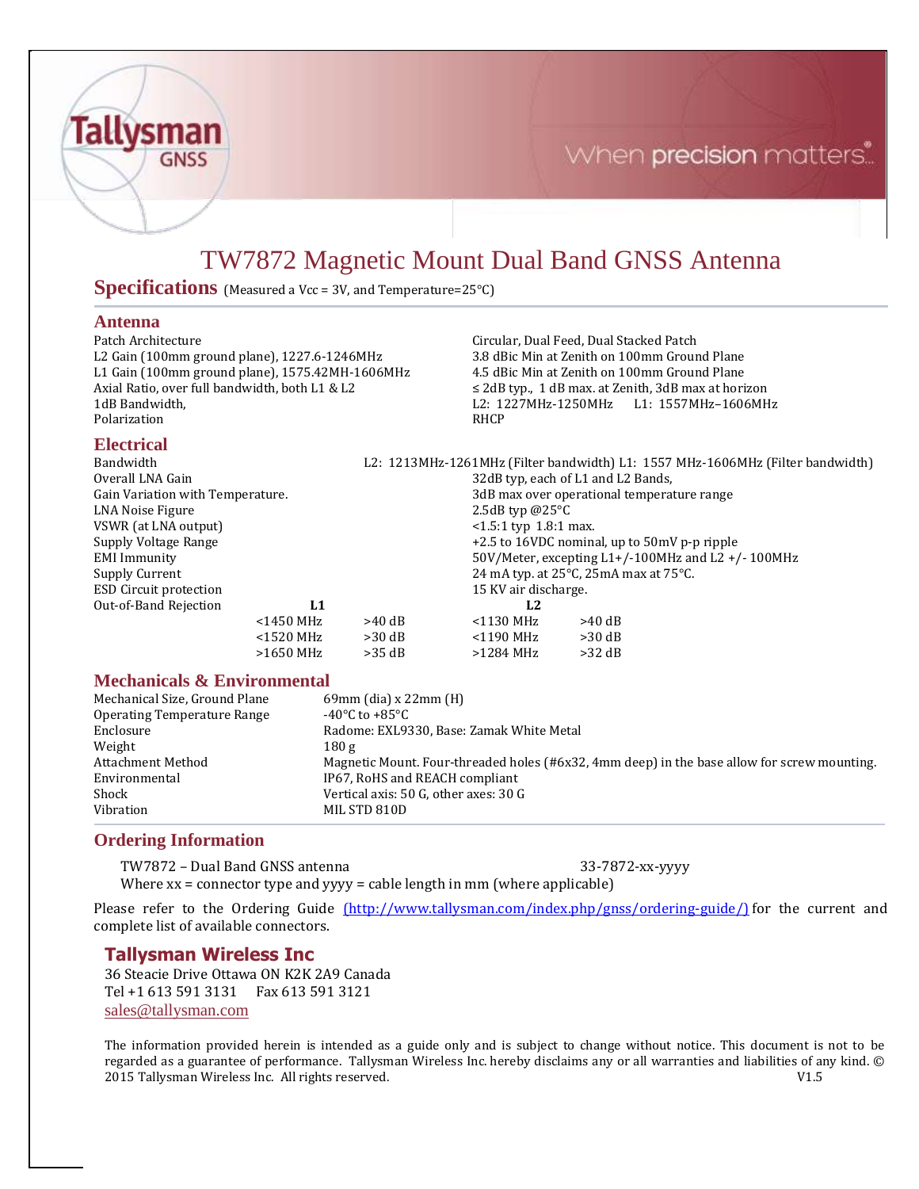# TW7872 Magnetic Mount Dual Band GNSS Antenna

## Specifications (Measured a Vcc = 3V, and Temperature=25°C)

### Antenna

| | |
|---|---|
| Patch Architecture | Circular, Dual Feed, Dual Stacked Patch |
| L2 Gain (100mm ground plane), 1227.6-1246MHz | 3.8 dBic Min at Zenith on 100mm Ground Plane |
| L1 Gain (100mm ground plane), 1575.42MH-1606MHz | 4.5 dBic Min at Zenith on 100mm Ground Plane |
| Axial Ratio, over full bandwidth, both L1 & L2 | ≤ 2dB typ., 1 dB max. at Zenith, 3dB max at horizon |
| 1dB Bandwidth, | L2: 1227MHz-1250MHz L1: 1557MHz–1606MHz |
| Polarization | RHCP |

### Electrical

| | |
|---|---|
| Bandwidth | L2: 1213MHz-1261MHz (Filter bandwidth) L1: 1557 MHz-1606MHz (Filter bandwidth) |
| Overall LNA Gain | 32dB typ, each of L1 and L2 Bands, |
| Gain Variation with Temperature. | 3dB max over operational temperature range |
| LNA Noise Figure | 2.5dB typ @25°C |
| VSWR (at LNA output) | <1.5:1 typ 1.8:1 max. |
| Supply Voltage Range | +2.5 to 16VDC nominal, up to 50mV p-p ripple |
| EMI Immunity | 50V/Meter, excepting L1+/-100MHz and L2 +/- 100MHz |
| Supply Current | 24 mA typ. at 25°C, 25mA max at 75°C. |
| ESD Circuit protection | 15 KV air discharge. |

| Out-of-Band Rejection | L1 | | L2 | |
|---|---|---|---|---|
| | <1450 MHz | >40 dB | <1130 MHz | >40 dB |
| | <1520 MHz | >30 dB | <1190 MHz | >30 dB |
| | >1650 MHz | >35 dB | >1284 MHz | >32 dB |

### Mechanicals & Environmental

| | |
|---|---|
| Mechanical Size, Ground Plane | 69mm (dia) x 22mm (H) |
| Operating Temperature Range | -40°C to +85°C |
| Enclosure | Radome: EXL9330, Base: Zamak White Metal |
| Weight | 180 g |
| Attachment Method | Magnetic Mount. Four-threaded holes (#6x32, 4mm deep) in the base allow for screw mounting. |
| Environmental | IP67, RoHS and REACH compliant |
| Shock | Vertical axis: 50 G, other axes: 30 G |
| Vibration | MIL STD 810D |

### Ordering Information

TW7872 – Dual Band GNSS antenna 33-7872-xx-yyyy

Where xx = connector type and yyyy = cable length in mm (where applicable)

Please refer to the Ordering Guide (http://www.tallysman.com/index.php/gnss/ordering-guide/) for the current and complete list of available connectors.

### Tallysman Wireless Inc

36 Steacie Drive Ottawa ON K2K 2A9 Canada

Tel +1 613 591 3131 Fax 613 591 3121

sales@tallysman.com

The information provided herein is intended as a guide only and is subject to change without notice. This document is not to be regarded as a guarantee of performance. Tallysman Wireless Inc. hereby disclaims any or all warranties and liabilities of any kind. © 2015 Tallysman Wireless Inc. All rights reserved. V1.5